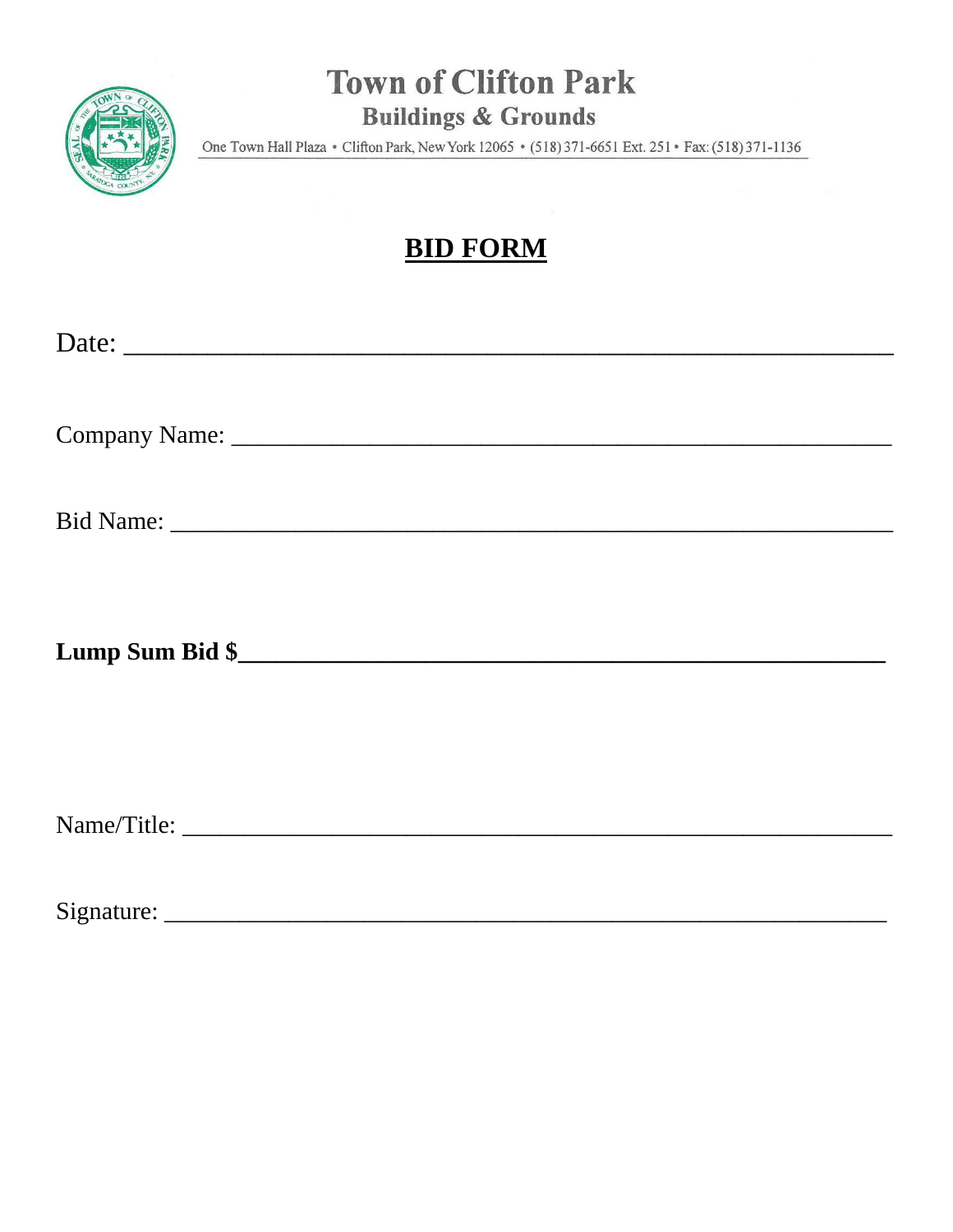# Town of Clifton Park

## Buildings & Grounds

One Town Hall Plaza • Clifton Park, New York 12065 • (518) 371-6651 Ext. 251 • Fax: (518) 371-1136

## BID FORM

Date: ___________________________________________________

Company Name: ___________________________________________

Bid Name: _______________________________________________

**Lump Sum Bid $_________________________________________**

Name/Title: ______________________________________________

Signature: _______________________________________________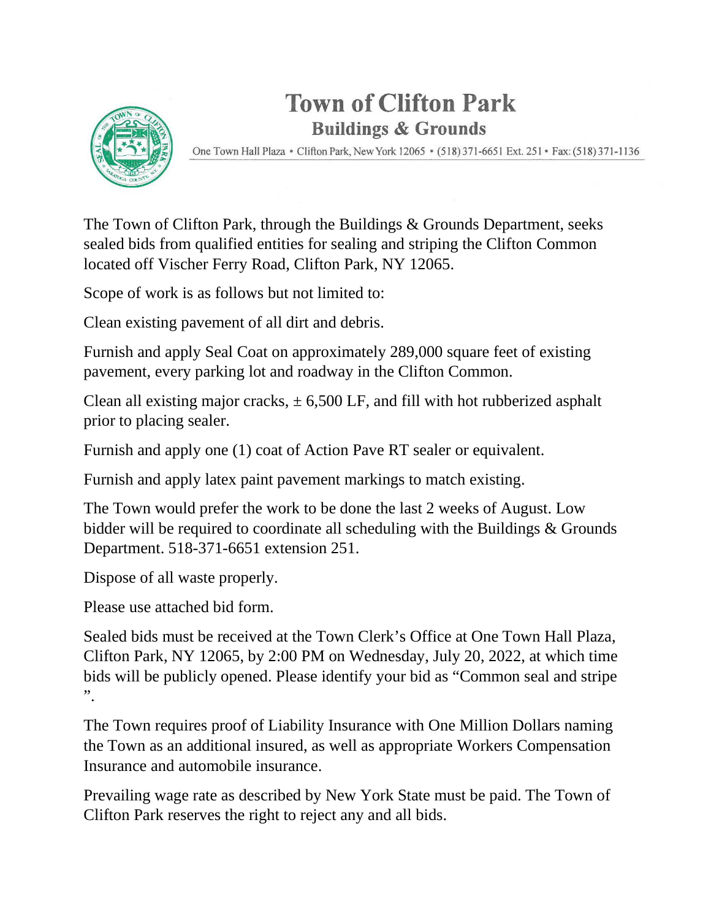# Town of Clifton Park

## Buildings & Grounds

One Town Hall Plaza • Clifton Park, New York 12065 • (518) 371-6651 Ext. 251 • Fax: (518) 371-1136

The Town of Clifton Park, through the Buildings & Grounds Department, seeks sealed bids from qualified entities for sealing and striping the Clifton Common located off Vischer Ferry Road, Clifton Park, NY 12065.

Scope of work is as follows but not limited to:

Clean existing pavement of all dirt and debris.

Furnish and apply Seal Coat on approximately 289,000 square feet of existing pavement, every parking lot and roadway in the Clifton Common.

Clean all existing major cracks, ± 6,500 LF, and fill with hot rubberized asphalt prior to placing sealer.

Furnish and apply one (1) coat of Action Pave RT sealer or equivalent.

Furnish and apply latex paint pavement markings to match existing.

The Town would prefer the work to be done the last 2 weeks of August. Low bidder will be required to coordinate all scheduling with the Buildings & Grounds Department. 518-371-6651 extension 251.

Dispose of all waste properly.

Please use attached bid form.

Sealed bids must be received at the Town Clerk's Office at One Town Hall Plaza, Clifton Park, NY 12065, by 2:00 PM on Wednesday, July 20, 2022, at which time bids will be publicly opened. Please identify your bid as "Common seal and stripe ".

The Town requires proof of Liability Insurance with One Million Dollars naming the Town as an additional insured, as well as appropriate Workers Compensation Insurance and automobile insurance.

Prevailing wage rate as described by New York State must be paid. The Town of Clifton Park reserves the right to reject any and all bids.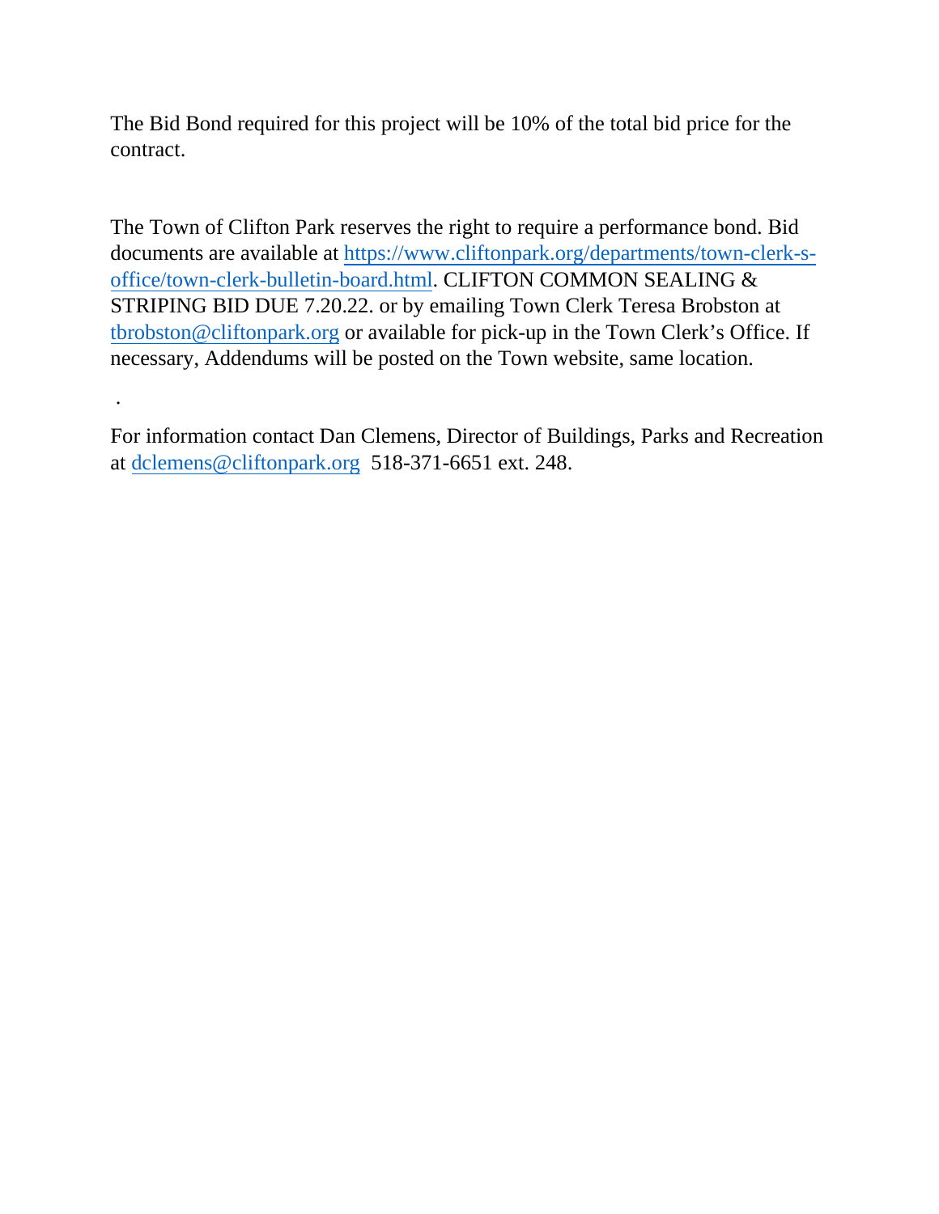The Bid Bond required for this project will be 10% of the total bid price for the contract.

The Town of Clifton Park reserves the right to require a performance bond. Bid documents are available at https://www.cliftonpark.org/departments/town-clerk-s-office/town-clerk-bulletin-board.html. CLIFTON COMMON SEALING & STRIPING BID DUE 7.20.22. or by emailing Town Clerk Teresa Brobston at tbrobston@cliftonpark.org or available for pick-up in the Town Clerk's Office. If necessary, Addendums will be posted on the Town website, same location.

.

For information contact Dan Clemens, Director of Buildings, Parks and Recreation at dclemens@cliftonpark.org 518-371-6651 ext. 248.